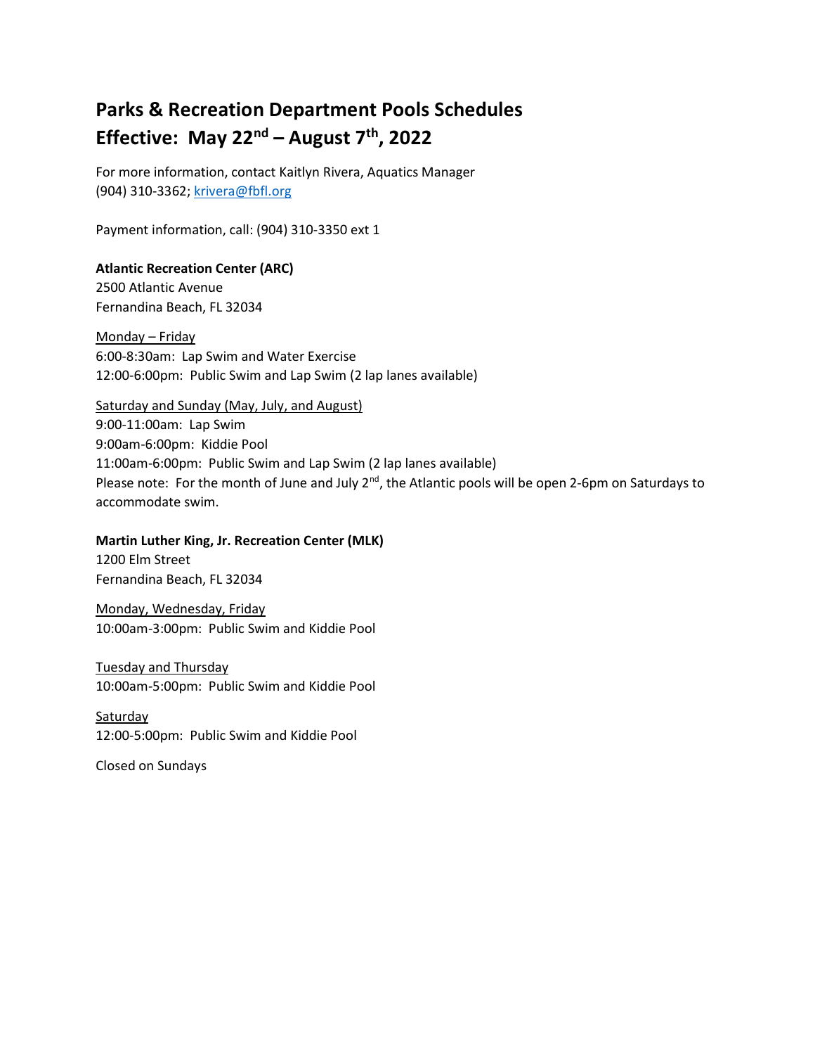# Parks & Recreation Department Pools Schedules
# Effective: May 22nd – August 7th, 2022

For more information, contact Kaitlyn Rivera, Aquatics Manager
(904) 310-3362; krivera@fbfl.org

Payment information, call: (904) 310-3350 ext 1

**Atlantic Recreation Center (ARC)**
2500 Atlantic Avenue
Fernandina Beach, FL 32034

<u>Monday – Friday</u>
6:00-8:30am: Lap Swim and Water Exercise
12:00-6:00pm: Public Swim and Lap Swim (2 lap lanes available)

<u>Saturday and Sunday (May, July, and August)</u>
9:00-11:00am: Lap Swim
9:00am-6:00pm: Kiddie Pool
11:00am-6:00pm: Public Swim and Lap Swim (2 lap lanes available)
Please note: For the month of June and July 2nd, the Atlantic pools will be open 2-6pm on Saturdays to accommodate swim.

**Martin Luther King, Jr. Recreation Center (MLK)**
1200 Elm Street
Fernandina Beach, FL 32034

<u>Monday, Wednesday, Friday</u>
10:00am-3:00pm: Public Swim and Kiddie Pool

<u>Tuesday and Thursday</u>
10:00am-5:00pm: Public Swim and Kiddie Pool

<u>Saturday</u>
12:00-5:00pm: Public Swim and Kiddie Pool

Closed on Sundays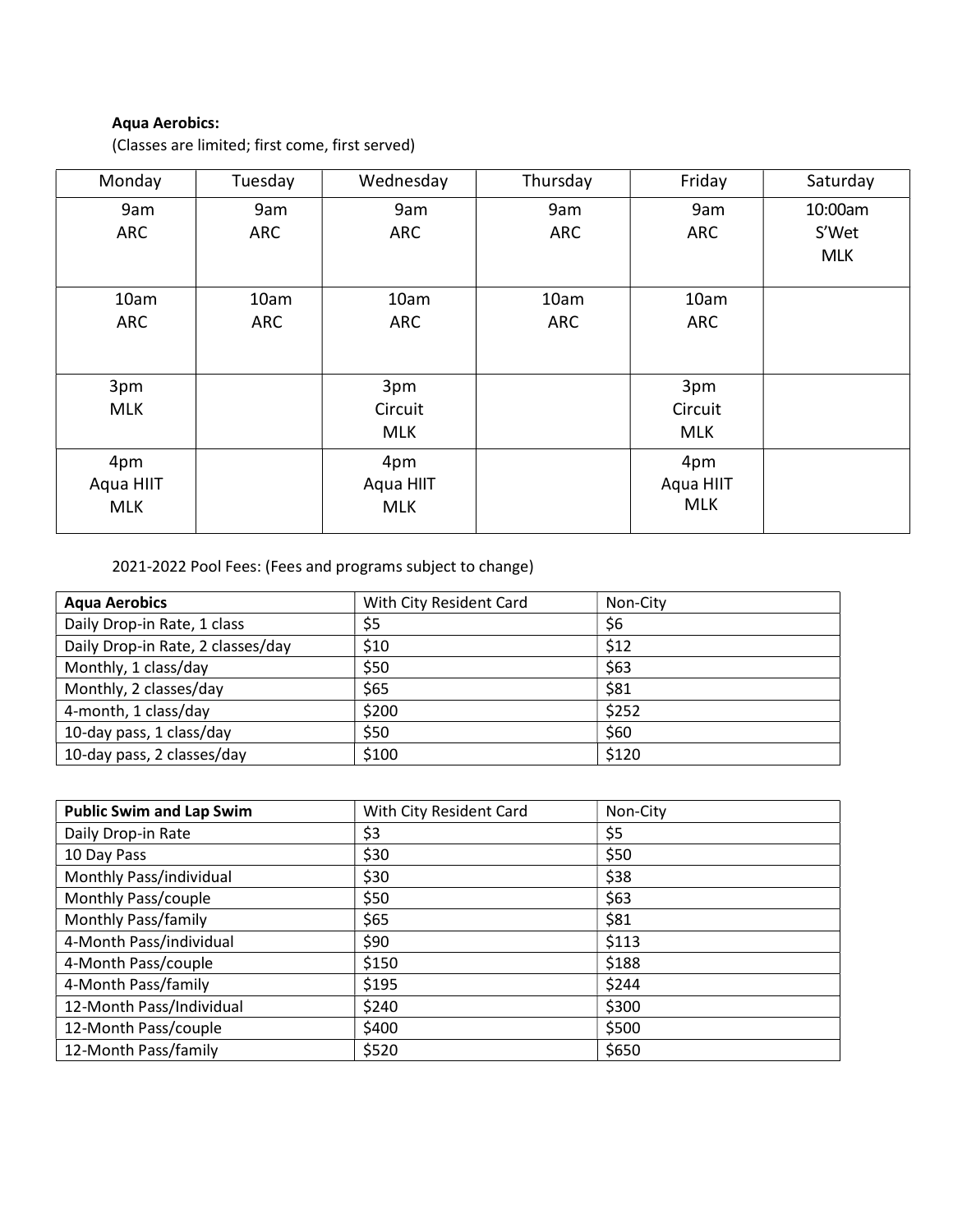**Aqua Aerobics:**

(Classes are limited; first come, first served)

| Monday | Tuesday | Wednesday | Thursday | Friday | Saturday |
|---|---|---|---|---|---|
| 9am ARC | 9am ARC | 9am ARC | 9am ARC | 9am ARC | 10:00am S'Wet MLK |
| 10am ARC | 10am ARC | 10am ARC | 10am ARC | 10am ARC | |
| 3pm MLK | | 3pm Circuit MLK | | 3pm Circuit MLK | |
| 4pm Aqua HIIT MLK | | 4pm Aqua HIIT MLK | | 4pm Aqua HIIT MLK | |

2021-2022 Pool Fees: (Fees and programs subject to change)

| **Aqua Aerobics** | With City Resident Card | Non-City |
|---|---|---|
| Daily Drop-in Rate, 1 class | $5 | $6 |
| Daily Drop-in Rate, 2 classes/day | $10 | $12 |
| Monthly, 1 class/day | $50 | $63 |
| Monthly, 2 classes/day | $65 | $81 |
| 4-month, 1 class/day | $200 | $252 |
| 10-day pass, 1 class/day | $50 | $60 |
| 10-day pass, 2 classes/day | $100 | $120 |

| **Public Swim and Lap Swim** | With City Resident Card | Non-City |
|---|---|---|
| Daily Drop-in Rate | $3 | $5 |
| 10 Day Pass | $30 | $50 |
| Monthly Pass/individual | $30 | $38 |
| Monthly Pass/couple | $50 | $63 |
| Monthly Pass/family | $65 | $81 |
| 4-Month Pass/individual | $90 | $113 |
| 4-Month Pass/couple | $150 | $188 |
| 4-Month Pass/family | $195 | $244 |
| 12-Month Pass/Individual | $240 | $300 |
| 12-Month Pass/couple | $400 | $500 |
| 12-Month Pass/family | $520 | $650 |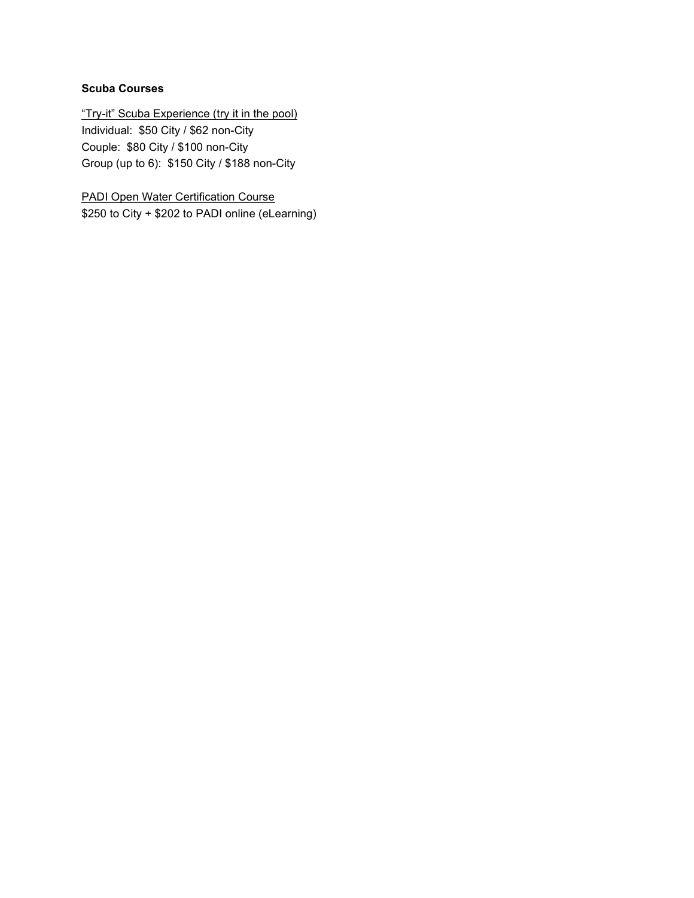**Scuba Courses**

“Try-it” Scuba Experience (try it in the pool)
Individual: $50 City / $62 non-City
Couple: $80 City / $100 non-City
Group (up to 6): $150 City / $188 non-City

PADI Open Water Certification Course
$250 to City + $202 to PADI online (eLearning)